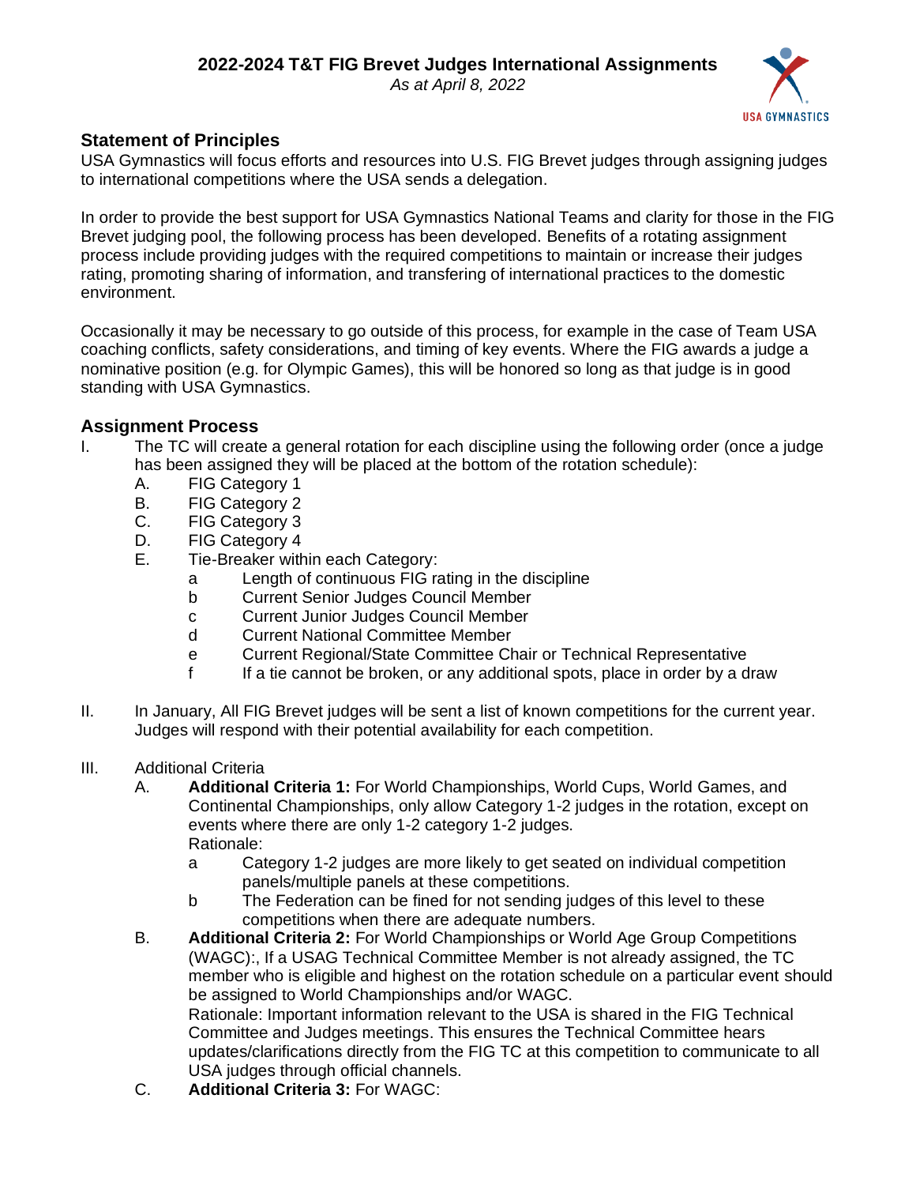# 2022-2024 T&T FIG Brevet Judges International Assignments

*As at April 8, 2022*

## Statement of Principles

USA Gymnastics will focus efforts and resources into U.S. FIG Brevet judges through assigning judges to international competitions where the USA sends a delegation.

In order to provide the best support for USA Gymnastics National Teams and clarity for those in the FIG Brevet judging pool, the following process has been developed. Benefits of a rotating assignment process include providing judges with the required competitions to maintain or increase their judges rating, promoting sharing of information, and transfering of international practices to the domestic environment.

Occasionally it may be necessary to go outside of this process, for example in the case of Team USA coaching conflicts, safety considerations, and timing of key events. Where the FIG awards a judge a nominative position (e.g. for Olympic Games), this will be honored so long as that judge is in good standing with USA Gymnastics.

## Assignment Process

I. The TC will create a general rotation for each discipline using the following order (once a judge has been assigned they will be placed at the bottom of the rotation schedule):
   - A. FIG Category 1
   - B. FIG Category 2
   - C. FIG Category 3
   - D. FIG Category 4
   - E. Tie-Breaker within each Category:
     - a Length of continuous FIG rating in the discipline
     - b Current Senior Judges Council Member
     - c Current Junior Judges Council Member
     - d Current National Committee Member
     - e Current Regional/State Committee Chair or Technical Representative
     - f If a tie cannot be broken, or any additional spots, place in order by a draw

II. In January, All FIG Brevet judges will be sent a list of known competitions for the current year. Judges will respond with their potential availability for each competition.

III. Additional Criteria
   - A. **Additional Criteria 1:** For World Championships, World Cups, World Games, and Continental Championships, only allow Category 1-2 judges in the rotation, except on events where there are only 1-2 category 1-2 judges.
     Rationale:
     - a Category 1-2 judges are more likely to get seated on individual competition panels/multiple panels at these competitions.
     - b The Federation can be fined for not sending judges of this level to these competitions when there are adequate numbers.
   - B. **Additional Criteria 2:** For World Championships or World Age Group Competitions (WAGC):, If a USAG Technical Committee Member is not already assigned, the TC member who is eligible and highest on the rotation schedule on a particular event should be assigned to World Championships and/or WAGC.
     Rationale: Important information relevant to the USA is shared in the FIG Technical Committee and Judges meetings. This ensures the Technical Committee hears updates/clarifications directly from the FIG TC at this competition to communicate to all USA judges through official channels.
   - C. **Additional Criteria 3:** For WAGC: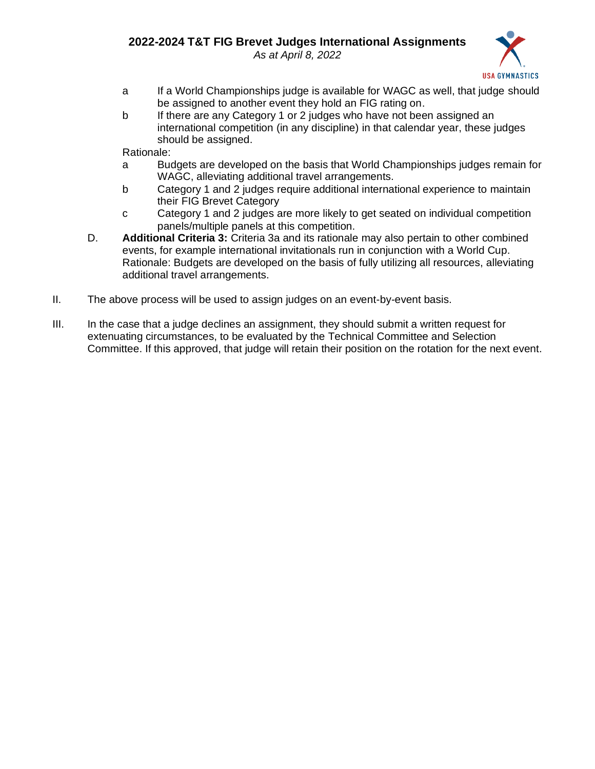a If a World Championships judge is available for WAGC as well, that judge should be assigned to another event they hold an FIG rating on.

b If there are any Category 1 or 2 judges who have not been assigned an international competition (in any discipline) in that calendar year, these judges should be assigned.

Rationale:

a Budgets are developed on the basis that World Championships judges remain for WAGC, alleviating additional travel arrangements.

b Category 1 and 2 judges require additional international experience to maintain their FIG Brevet Category

c Category 1 and 2 judges are more likely to get seated on individual competition panels/multiple panels at this competition.

D. **Additional Criteria 3:** Criteria 3a and its rationale may also pertain to other combined events, for example international invitationals run in conjunction with a World Cup. Rationale: Budgets are developed on the basis of fully utilizing all resources, alleviating additional travel arrangements.

II. The above process will be used to assign judges on an event-by-event basis.

III. In the case that a judge declines an assignment, they should submit a written request for extenuating circumstances, to be evaluated by the Technical Committee and Selection Committee. If this approved, that judge will retain their position on the rotation for the next event.